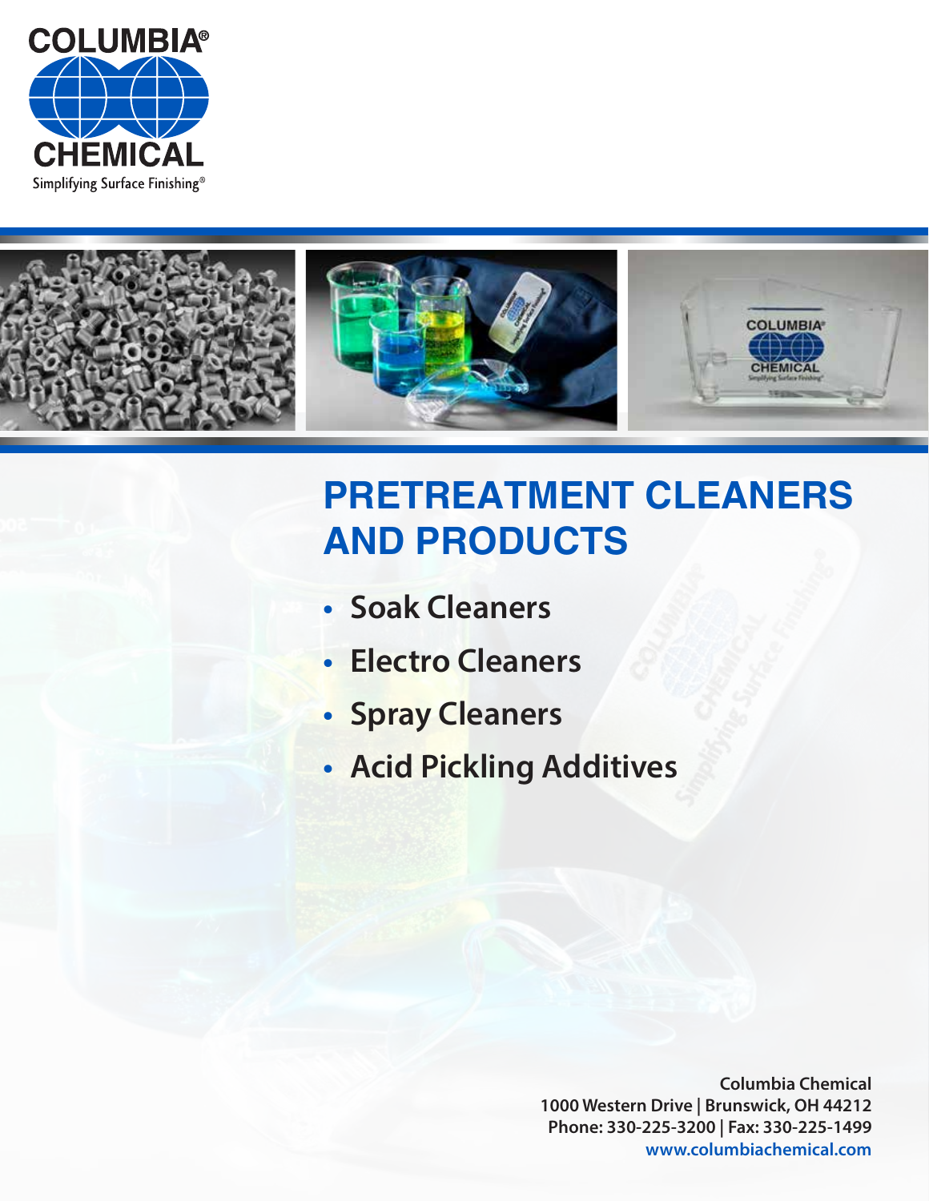COLUMBIA®

CHEMICAL

Simplifying Surface Finishing®

# PRETREATMENT CLEANERS AND PRODUCTS

- Soak Cleaners
- Electro Cleaners
- Spray Cleaners
- Acid Pickling Additives

**Columbia Chemical**
**1000 Western Drive | Brunswick, OH 44212**
**Phone: 330-225-3200 | Fax: 330-225-1499**
**www.columbiachemical.com**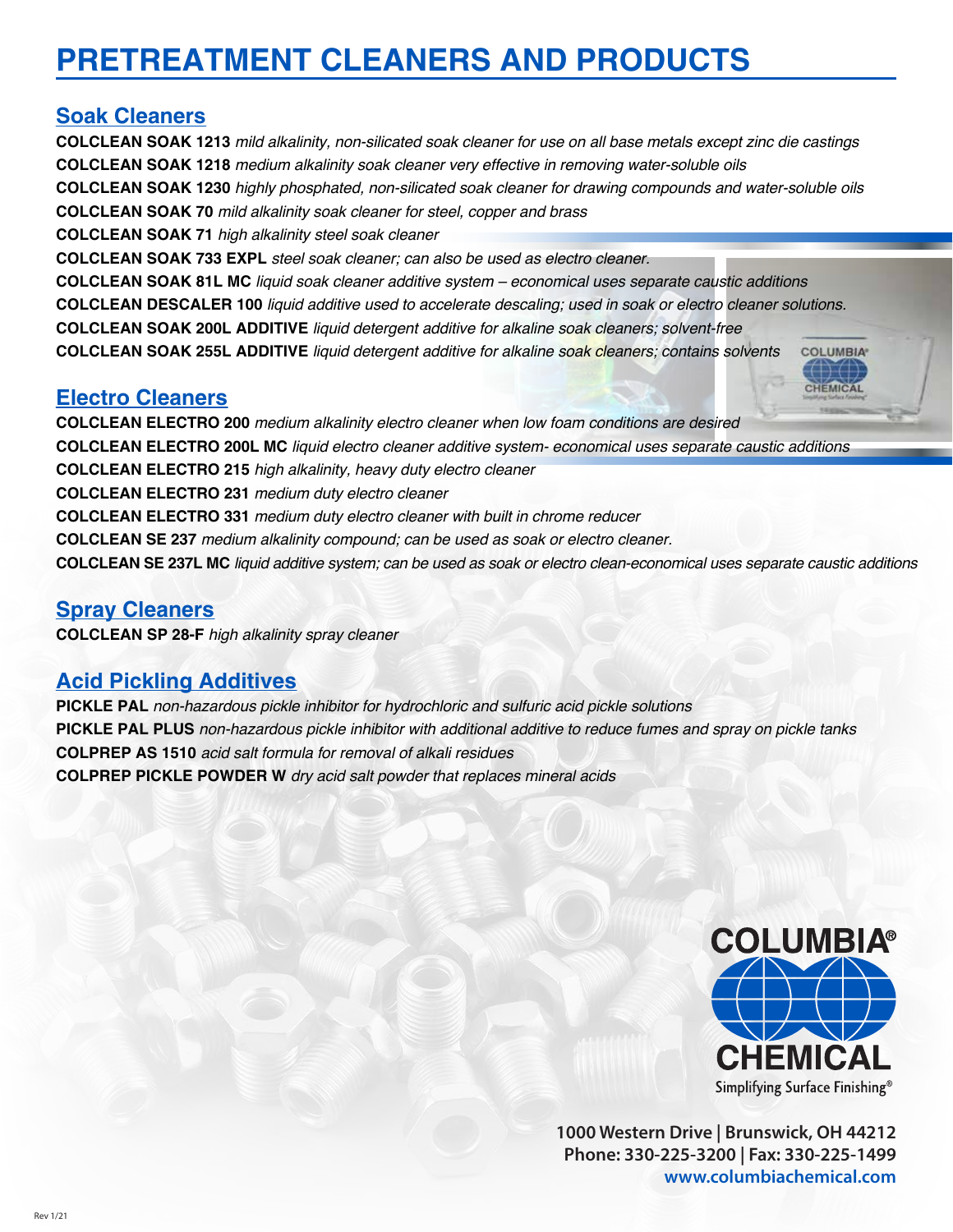# PRETREATMENT CLEANERS AND PRODUCTS

## Soak Cleaners

**COLCLEAN SOAK 1213** *mild alkalinity, non-silicated soak cleaner for use on all base metals except zinc die castings*
**COLCLEAN SOAK 1218** *medium alkalinity soak cleaner very effective in removing water-soluble oils*
**COLCLEAN SOAK 1230** *highly phosphated, non-silicated soak cleaner for drawing compounds and water-soluble oils*
**COLCLEAN SOAK 70** *mild alkalinity soak cleaner for steel, copper and brass*
**COLCLEAN SOAK 71** *high alkalinity steel soak cleaner*
**COLCLEAN SOAK 733 EXPL** *steel soak cleaner; can also be used as electro cleaner.*
**COLCLEAN SOAK 81L MC** *liquid soak cleaner additive system – economical uses separate caustic additions*
**COLCLEAN DESCALER 100** *liquid additive used to accelerate descaling; used in soak or electro cleaner solutions.*
**COLCLEAN SOAK 200L ADDITIVE** *liquid detergent additive for alkaline soak cleaners; solvent-free*
**COLCLEAN SOAK 255L ADDITIVE** *liquid detergent additive for alkaline soak cleaners; contains solvents*

## Electro Cleaners

**COLCLEAN ELECTRO 200** *medium alkalinity electro cleaner when low foam conditions are desired*
**COLCLEAN ELECTRO 200L MC** *liquid electro cleaner additive system- economical uses separate caustic additions*
**COLCLEAN ELECTRO 215** *high alkalinity, heavy duty electro cleaner*
**COLCLEAN ELECTRO 231** *medium duty electro cleaner*
**COLCLEAN ELECTRO 331** *medium duty electro cleaner with built in chrome reducer*
**COLCLEAN SE 237** *medium alkalinity compound; can be used as soak or electro cleaner.*
**COLCLEAN SE 237L MC** *liquid additive system; can be used as soak or electro clean-economical uses separate caustic additions*

## Spray Cleaners

**COLCLEAN SP 28-F** *high alkalinity spray cleaner*

## Acid Pickling Additives

**PICKLE PAL** *non-hazardous pickle inhibitor for hydrochloric and sulfuric acid pickle solutions*
**PICKLE PAL PLUS** *non-hazardous pickle inhibitor with additional additive to reduce fumes and spray on pickle tanks*
**COLPREP AS 1510** *acid salt formula for removal of alkali residues*
**COLPREP PICKLE POWDER W** *dry acid salt powder that replaces mineral acids*

COLUMBIA® CHEMICAL
Simplifying Surface Finishing®

1000 Western Drive | Brunswick, OH 44212
Phone: 330-225-3200 | Fax: 330-225-1499
www.columbiachemical.com

Rev 1/21